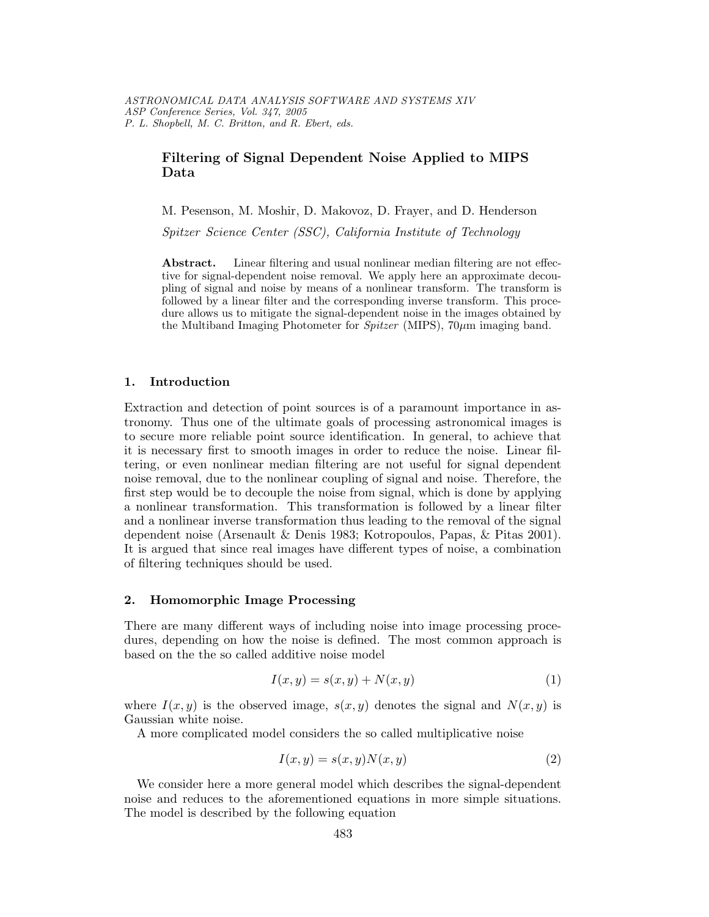# Filtering of Signal Dependent Noise Applied to MIPS Data

M. Pesenson, M. Moshir, D. Makovoz, D. Frayer, and D. Henderson

*Spitzer Science Center (SSC), California Institute of Technology*

**Abstract.** Linear filtering and usual nonlinear median filtering are not effective for signal-dependent noise removal. We apply here an approximate decoupling of signal and noise by means of a nonlinear transform. The transform is followed by a linear filter and the corresponding inverse transform. This procedure allows us to mitigate the signal-dependent noise in the images obtained by the Multiband Imaging Photometer for *Spitzer* (MIPS), 70$\mu$m imaging band.

## 1. Introduction

Extraction and detection of point sources is of a paramount importance in astronomy. Thus one of the ultimate goals of processing astronomical images is to secure more reliable point source identification. In general, to achieve that it is necessary first to smooth images in order to reduce the noise. Linear filtering, or even nonlinear median filtering are not useful for signal dependent noise removal, due to the nonlinear coupling of signal and noise. Therefore, the first step would be to decouple the noise from signal, which is done by applying a nonlinear transformation. This transformation is followed by a linear filter and a nonlinear inverse transformation thus leading to the removal of the signal dependent noise (Arsenault & Denis 1983; Kotropoulos, Papas, & Pitas 2001). It is argued that since real images have different types of noise, a combination of filtering techniques should be used.

## 2. Homomorphic Image Processing

There are many different ways of including noise into image processing procedures, depending on how the noise is defined. The most common approach is based on the the so called additive noise model

$$I(x,y) = s(x,y) + N(x,y) \tag{1}$$

where $I(x,y)$ is the observed image, $s(x,y)$ denotes the signal and $N(x,y)$ is Gaussian white noise.

A more complicated model considers the so called multiplicative noise

$$I(x,y) = s(x,y)N(x,y) \tag{2}$$

We consider here a more general model which describes the signal-dependent noise and reduces to the aforementioned equations in more simple situations. The model is described by the following equation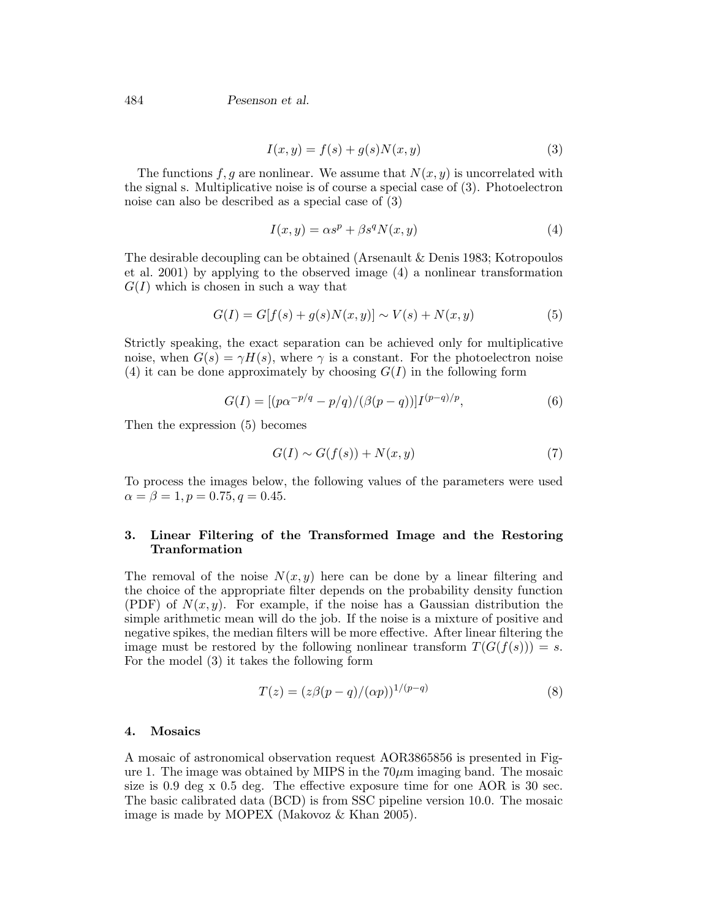$$I(x, y) = f(s) + g(s)N(x, y) \tag{3}$$

The functions $f, g$ are nonlinear. We assume that $N(x, y)$ is uncorrelated with the signal s. Multiplicative noise is of course a special case of (3). Photoelectron noise can also be described as a special case of (3)

$$I(x, y) = \alpha s^p + \beta s^q N(x, y) \tag{4}$$

The desirable decoupling can be obtained (Arsenault & Denis 1983; Kotropoulos et al. 2001) by applying to the observed image (4) a nonlinear transformation $G(I)$ which is chosen in such a way that

$$G(I) = G[f(s) + g(s)N(x, y)] \sim V(s) + N(x, y) \tag{5}$$

Strictly speaking, the exact separation can be achieved only for multiplicative noise, when $G(s) = \gamma H(s)$, where $\gamma$ is a constant. For the photoelectron noise (4) it can be done approximately by choosing $G(I)$ in the following form

$$G(I) = [(p\alpha^{-p/q} - p/q)/(\beta(p - q))]I^{(p-q)/p}, \tag{6}$$

Then the expression (5) becomes

$$G(I) \sim G(f(s)) + N(x, y) \tag{7}$$

To process the images below, the following values of the parameters were used $\alpha = \beta = 1, p = 0.75, q = 0.45$.

## 3. Linear Filtering of the Transformed Image and the Restoring Tranformation

The removal of the noise $N(x, y)$ here can be done by a linear filtering and the choice of the appropriate filter depends on the probability density function (PDF) of $N(x, y)$. For example, if the noise has a Gaussian distribution the simple arithmetic mean will do the job. If the noise is a mixture of positive and negative spikes, the median filters will be more effective. After linear filtering the image must be restored by the following nonlinear transform $T(G(f(s))) = s$. For the model (3) it takes the following form

$$T(z) = (z\beta(p - q)/(\alpha p))^{1/(p-q)} \tag{8}$$

## 4. Mosaics

A mosaic of astronomical observation request AOR3865856 is presented in Figure 1. The image was obtained by MIPS in the 70$\mu$m imaging band. The mosaic size is 0.9 deg x 0.5 deg. The effective exposure time for one AOR is 30 sec. The basic calibrated data (BCD) is from SSC pipeline version 10.0. The mosaic image is made by MOPEX (Makovoz & Khan 2005).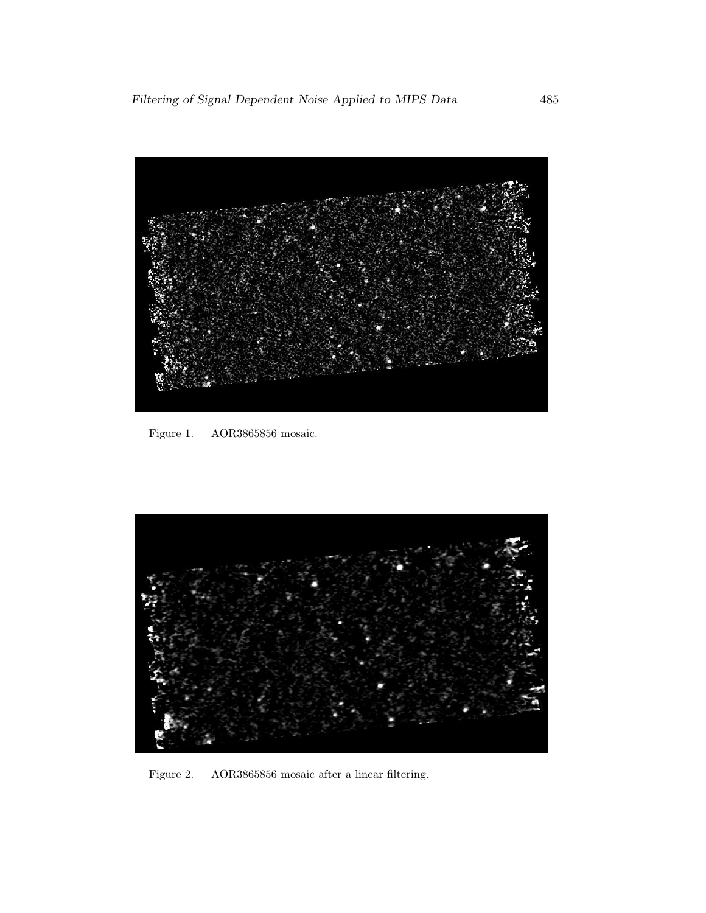Figure 1. AOR3865856 mosaic.

Figure 2. AOR3865856 mosaic after a linear filtering.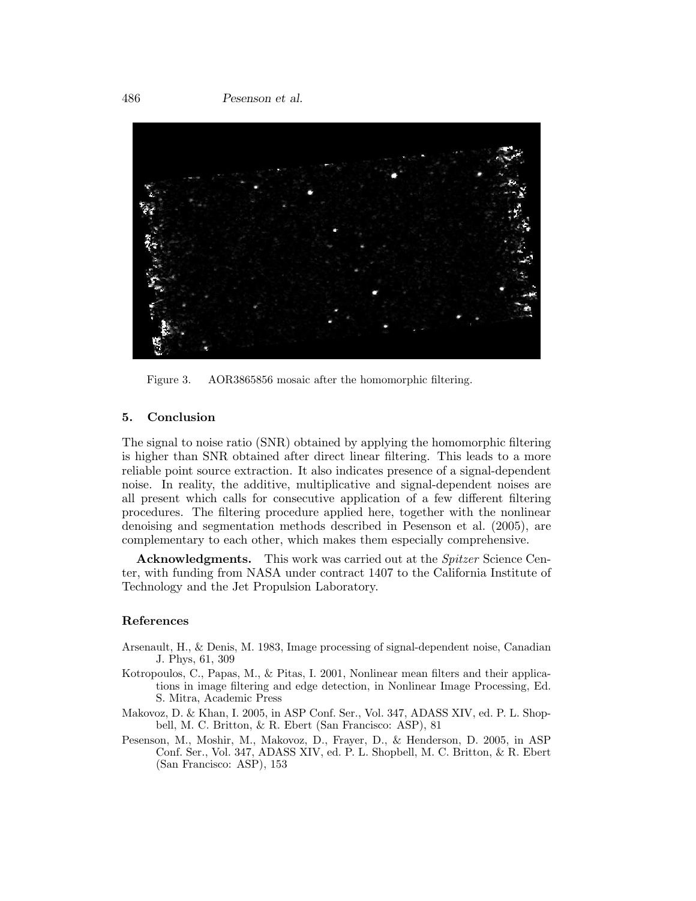Figure 3. AOR3865856 mosaic after the homomorphic filtering.

## 5. Conclusion

The signal to noise ratio (SNR) obtained by applying the homomorphic filtering is higher than SNR obtained after direct linear filtering. This leads to a more reliable point source extraction. It also indicates presence of a signal-dependent noise. In reality, the additive, multiplicative and signal-dependent noises are all present which calls for consecutive application of a few different filtering procedures. The filtering procedure applied here, together with the nonlinear denoising and segmentation methods described in Pesenson et al. (2005), are complementary to each other, which makes them especially comprehensive.

**Acknowledgments.** This work was carried out at the *Spitzer* Science Center, with funding from NASA under contract 1407 to the California Institute of Technology and the Jet Propulsion Laboratory.

## References

Arsenault, H., & Denis, M. 1983, Image processing of signal-dependent noise, Canadian J. Phys, 61, 309

Kotropoulos, C., Papas, M., & Pitas, I. 2001, Nonlinear mean filters and their applications in image filtering and edge detection, in Nonlinear Image Processing, Ed. S. Mitra, Academic Press

Makovoz, D. & Khan, I. 2005, in ASP Conf. Ser., Vol. 347, ADASS XIV, ed. P. L. Shopbell, M. C. Britton, & R. Ebert (San Francisco: ASP), 81

Pesenson, M., Moshir, M., Makovoz, D., Frayer, D., & Henderson, D. 2005, in ASP Conf. Ser., Vol. 347, ADASS XIV, ed. P. L. Shopbell, M. C. Britton, & R. Ebert (San Francisco: ASP), 153